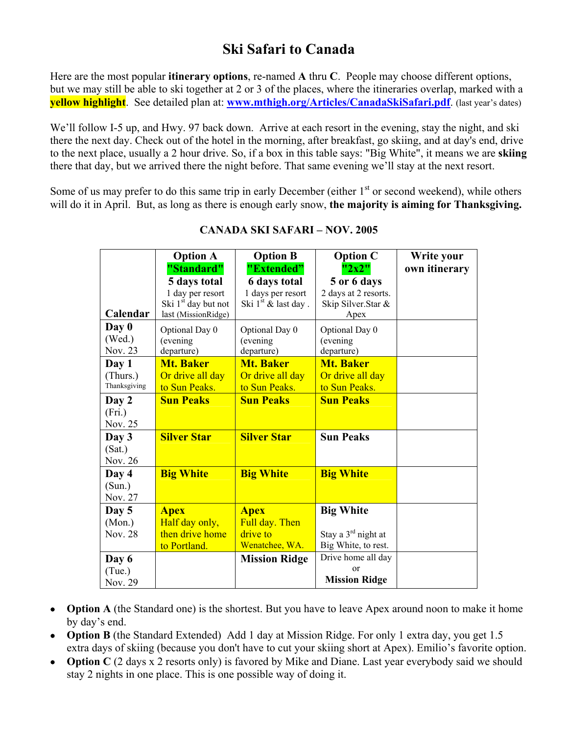# Ski Safari to Canada

Here are the most popular **itinerary options**, re-named **A** thru **C**. People may choose different options, but we may still be able to ski together at 2 or 3 of the places, where the itineraries overlap, marked with a **yellow highlight**. See detailed plan at: **www.mthigh.org/Articles/CanadaSkiSafari.pdf**. (last year's dates)

We'll follow I-5 up, and Hwy. 97 back down. Arrive at each resort in the evening, stay the night, and ski there the next day. Check out of the hotel in the morning, after breakfast, go skiing, and at day's end, drive to the next place, usually a 2 hour drive. So, if a box in this table says: "Big White", it means we are **skiing** there that day, but we arrived there the night before. That same evening we'll stay at the next resort.

Some of us may prefer to do this same trip in early December (either 1st or second weekend), while others will do it in April. But, as long as there is enough early snow, **the majority is aiming for Thanksgiving.**

### CANADA SKI SAFARI – NOV. 2005

| Calendar | Option A "Standard" 5 days total 1 day per resort Ski 1st day but not last (MissionRidge) | Option B "Extended" 6 days total 1 days per resort Ski 1st & last day . | Option C "2x2" 5 or 6 days 2 days at 2 resorts. Skip Silver.Star & Apex | Write your own itinerary |
|---|---|---|---|---|
| **Day 0** (Wed.) Nov. 23 | Optional Day 0 (evening departure) | Optional Day 0 (evening departure) | Optional Day 0 (evening departure) | |
| **Day 1** (Thurs.) Thanksgiving | **Mt. Baker** Or drive all day to Sun Peaks. | **Mt. Baker** Or drive all day to Sun Peaks. | **Mt. Baker** Or drive all day to Sun Peaks. | |
| **Day 2** (Fri.) Nov. 25 | **Sun Peaks** | **Sun Peaks** | **Sun Peaks** | |
| **Day 3** (Sat.) Nov. 26 | **Silver Star** | **Silver Star** | **Sun Peaks** | |
| **Day 4** (Sun.) Nov. 27 | **Big White** | **Big White** | **Big White** | |
| **Day 5** (Mon.) Nov. 28 | **Apex** Half day only, then drive home to Portland. | **Apex** Full day. Then drive to Wenatchee, WA. | **Big White** Stay a 3rd night at Big White, to rest. | |
| **Day 6** (Tue.) Nov. 29 | | **Mission Ridge** | Drive home all day or **Mission Ridge** | |

- **Option A** (the Standard one) is the shortest. But you have to leave Apex around noon to make it home by day's end.
- **Option B** (the Standard Extended) Add 1 day at Mission Ridge. For only 1 extra day, you get 1.5 extra days of skiing (because you don't have to cut your skiing short at Apex). Emilio's favorite option.
- **Option C** (2 days x 2 resorts only) is favored by Mike and Diane. Last year everybody said we should stay 2 nights in one place. This is one possible way of doing it.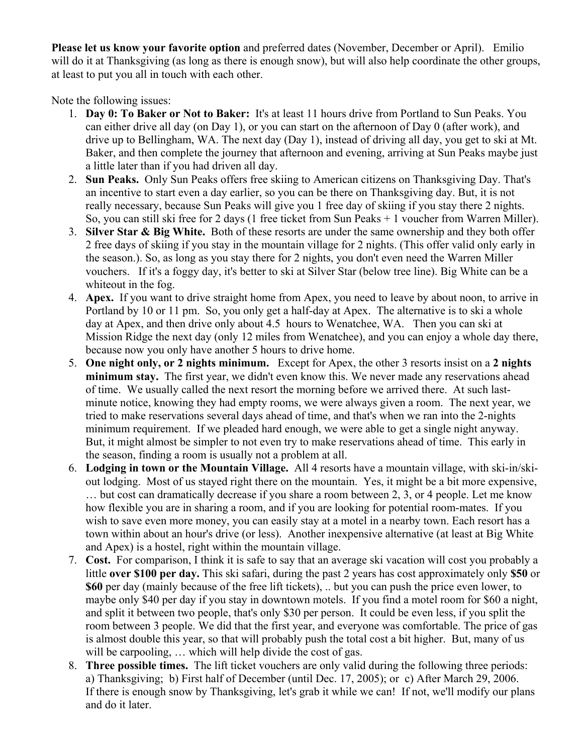**Please let us know your favorite option** and preferred dates (November, December or April). Emilio will do it at Thanksgiving (as long as there is enough snow), but will also help coordinate the other groups, at least to put you all in touch with each other.

Note the following issues:

1. **Day 0: To Baker or Not to Baker:** It's at least 11 hours drive from Portland to Sun Peaks. You can either drive all day (on Day 1), or you can start on the afternoon of Day 0 (after work), and drive up to Bellingham, WA. The next day (Day 1), instead of driving all day, you get to ski at Mt. Baker, and then complete the journey that afternoon and evening, arriving at Sun Peaks maybe just a little later than if you had driven all day.
2. **Sun Peaks.** Only Sun Peaks offers free skiing to American citizens on Thanksgiving Day. That's an incentive to start even a day earlier, so you can be there on Thanksgiving day. But, it is not really necessary, because Sun Peaks will give you 1 free day of skiing if you stay there 2 nights. So, you can still ski free for 2 days (1 free ticket from Sun Peaks + 1 voucher from Warren Miller).
3. **Silver Star & Big White.** Both of these resorts are under the same ownership and they both offer 2 free days of skiing if you stay in the mountain village for 2 nights. (This offer valid only early in the season.). So, as long as you stay there for 2 nights, you don't even need the Warren Miller vouchers. If it's a foggy day, it's better to ski at Silver Star (below tree line). Big White can be a whiteout in the fog.
4. **Apex.** If you want to drive straight home from Apex, you need to leave by about noon, to arrive in Portland by 10 or 11 pm. So, you only get a half-day at Apex. The alternative is to ski a whole day at Apex, and then drive only about 4.5 hours to Wenatchee, WA. Then you can ski at Mission Ridge the next day (only 12 miles from Wenatchee), and you can enjoy a whole day there, because now you only have another 5 hours to drive home.
5. **One night only, or 2 nights minimum.** Except for Apex, the other 3 resorts insist on a **2 nights minimum stay.** The first year, we didn't even know this. We never made any reservations ahead of time. We usually called the next resort the morning before we arrived there. At such last-minute notice, knowing they had empty rooms, we were always given a room. The next year, we tried to make reservations several days ahead of time, and that's when we ran into the 2-nights minimum requirement. If we pleaded hard enough, we were able to get a single night anyway. But, it might almost be simpler to not even try to make reservations ahead of time. This early in the season, finding a room is usually not a problem at all.
6. **Lodging in town or the Mountain Village.** All 4 resorts have a mountain village, with ski-in/ski-out lodging. Most of us stayed right there on the mountain. Yes, it might be a bit more expensive, … but cost can dramatically decrease if you share a room between 2, 3, or 4 people. Let me know how flexible you are in sharing a room, and if you are looking for potential room-mates. If you wish to save even more money, you can easily stay at a motel in a nearby town. Each resort has a town within about an hour's drive (or less). Another inexpensive alternative (at least at Big White and Apex) is a hostel, right within the mountain village.
7. **Cost.** For comparison, I think it is safe to say that an average ski vacation will cost you probably a little **over $100 per day.** This ski safari, during the past 2 years has cost approximately only **$50** or **$60** per day (mainly because of the free lift tickets), .. but you can push the price even lower, to maybe only $40 per day if you stay in downtown motels. If you find a motel room for $60 a night, and split it between two people, that's only $30 per person. It could be even less, if you split the room between 3 people. We did that the first year, and everyone was comfortable. The price of gas is almost double this year, so that will probably push the total cost a bit higher. But, many of us will be carpooling, … which will help divide the cost of gas.
8. **Three possible times.** The lift ticket vouchers are only valid during the following three periods: a) Thanksgiving; b) First half of December (until Dec. 17, 2005); or c) After March 29, 2006. If there is enough snow by Thanksgiving, let's grab it while we can! If not, we'll modify our plans and do it later.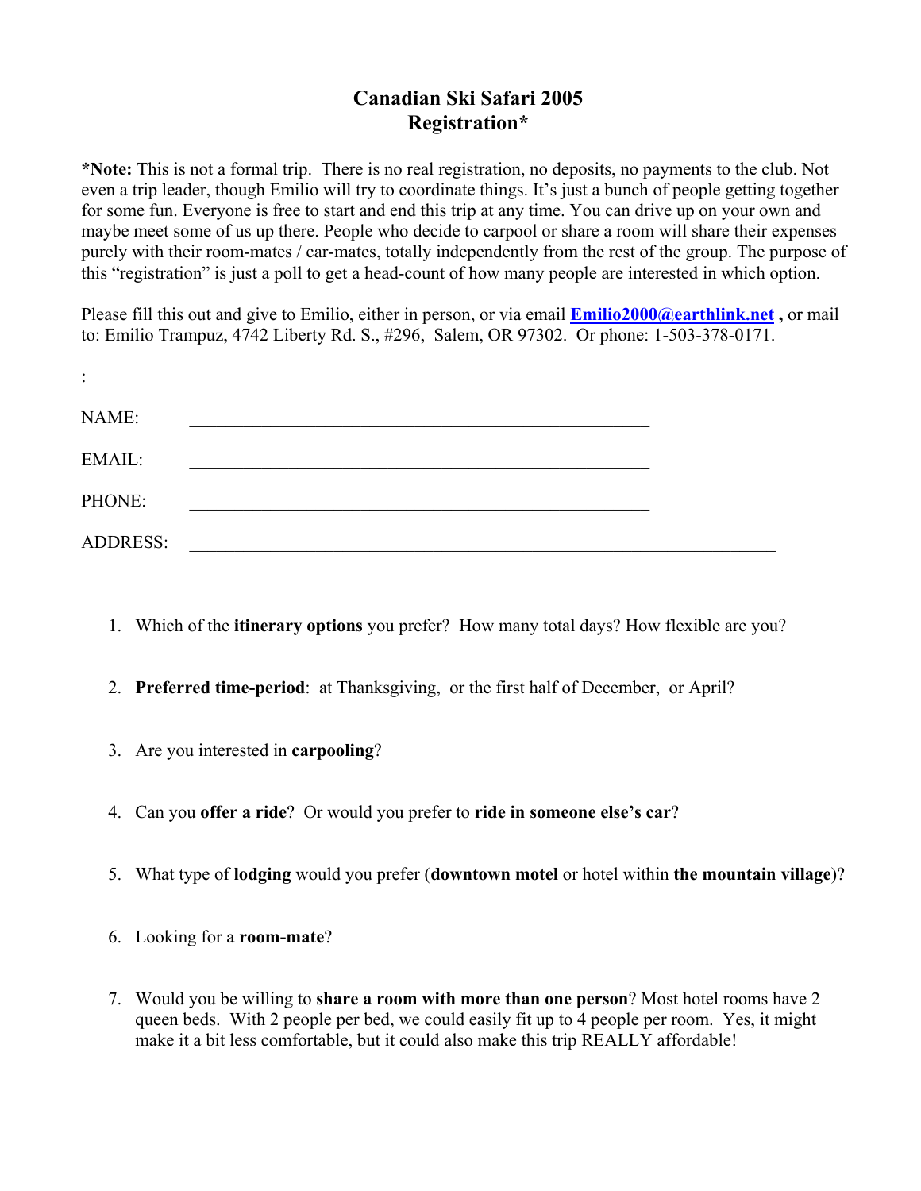# Canadian Ski Safari 2005
# Registration*

***Note:** This is not a formal trip. There is no real registration, no deposits, no payments to the club. Not even a trip leader, though Emilio will try to coordinate things. It's just a bunch of people getting together for some fun. Everyone is free to start and end this trip at any time. You can drive up on your own and maybe meet some of us up there. People who decide to carpool or share a room will share their expenses purely with their room-mates / car-mates, totally independently from the rest of the group. The purpose of this "registration" is just a poll to get a head-count of how many people are interested in which option.

Please fill this out and give to Emilio, either in person, or via email **Emilio2000@earthlink.net ,** or mail to: Emilio Trampuz, 4742 Liberty Rd. S., #296, Salem, OR 97302. Or phone: 1-503-378-0171.

:

NAME: ______________________________________________________

EMAIL: ______________________________________________________

PHONE: ______________________________________________________

ADDRESS: ____________________________________________________________________

1. Which of the **itinerary options** you prefer? How many total days? How flexible are you?

2. **Preferred time-period**: at Thanksgiving, or the first half of December, or April?

3. Are you interested in **carpooling**?

4. Can you **offer a ride**? Or would you prefer to **ride in someone else's car**?

5. What type of **lodging** would you prefer (**downtown motel** or hotel within **the mountain village**)?

6. Looking for a **room-mate**?

7. Would you be willing to **share a room with more than one person**? Most hotel rooms have 2 queen beds. With 2 people per bed, we could easily fit up to 4 people per room. Yes, it might make it a bit less comfortable, but it could also make this trip REALLY affordable!